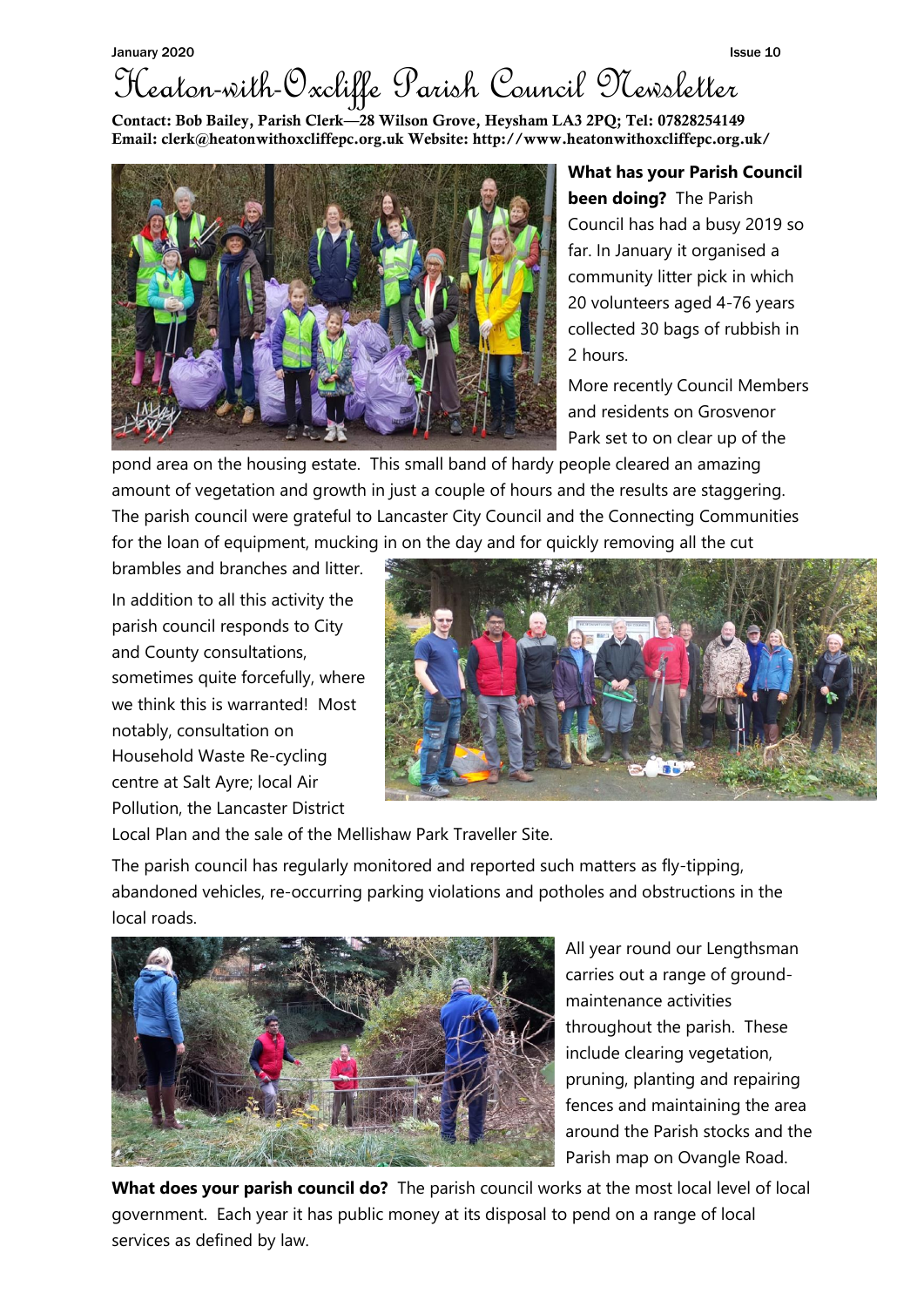January 2020 Issue 10

# Heaton-with-Oxcliffe Parish Council Newsletter

**Contact: Bob Bailey, Parish Clerk—28 Wilson Grove, Heysham LA3 2PQ; Tel: 07828254149**
**Email: clerk@heatonwithoxcliffepc.org.uk Website: http://www.heatonwithoxcliffepc.org.uk/**

**What has your Parish Council been doing?** The Parish Council has had a busy 2019 so far. In January it organised a community litter pick in which 20 volunteers aged 4-76 years collected 30 bags of rubbish in 2 hours.

More recently Council Members and residents on Grosvenor Park set to on clear up of the pond area on the housing estate. This small band of hardy people cleared an amazing amount of vegetation and growth in just a couple of hours and the results are staggering. The parish council were grateful to Lancaster City Council and the Connecting Communities for the loan of equipment, mucking in on the day and for quickly removing all the cut brambles and branches and litter.

In addition to all this activity the parish council responds to City and County consultations, sometimes quite forcefully, where we think this is warranted! Most notably, consultation on Household Waste Re-cycling centre at Salt Ayre; local Air Pollution, the Lancaster District Local Plan and the sale of the Mellishaw Park Traveller Site.

The parish council has regularly monitored and reported such matters as fly-tipping, abandoned vehicles, re-occurring parking violations and potholes and obstructions in the local roads.

All year round our Lengthsman carries out a range of ground-maintenance activities throughout the parish. These include clearing vegetation, pruning, planting and repairing fences and maintaining the area around the Parish stocks and the Parish map on Ovangle Road.

**What does your parish council do?** The parish council works at the most local level of local government. Each year it has public money at its disposal to pend on a range of local services as defined by law.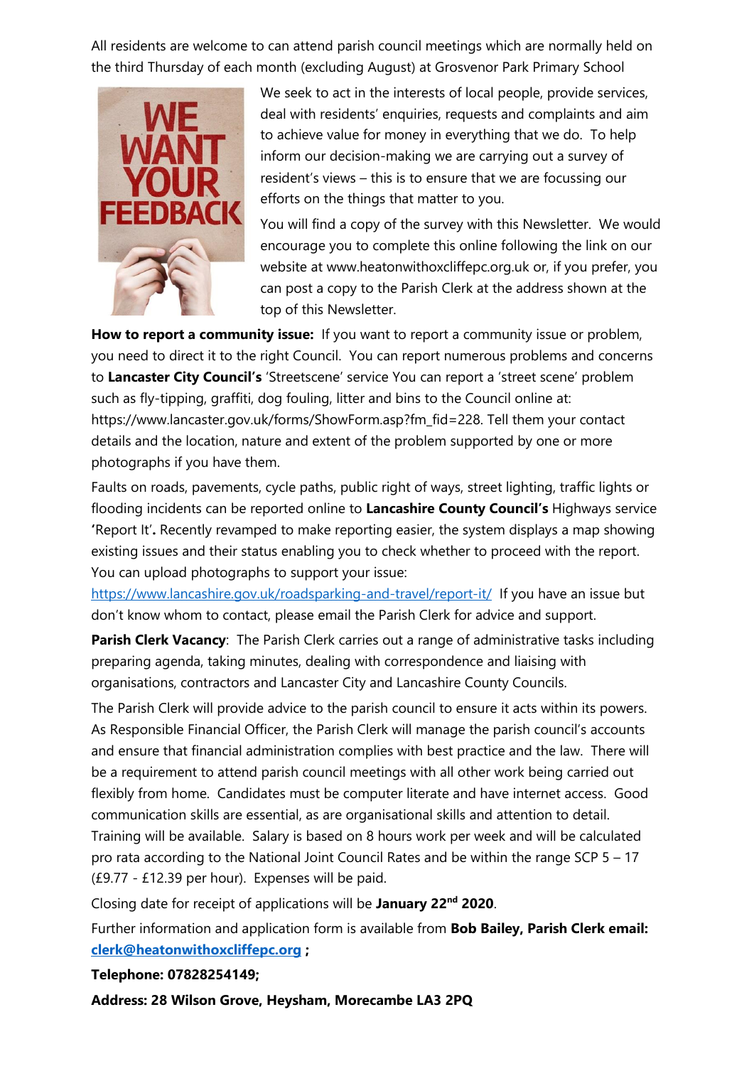All residents are welcome to can attend parish council meetings which are normally held on the third Thursday of each month (excluding August) at Grosvenor Park Primary School

We seek to act in the interests of local people, provide services, deal with residents' enquiries, requests and complaints and aim to achieve value for money in everything that we do. To help inform our decision-making we are carrying out a survey of resident's views – this is to ensure that we are focussing our efforts on the things that matter to you.

You will find a copy of the survey with this Newsletter. We would encourage you to complete this online following the link on our website at www.heatonwithoxcliffepc.org.uk or, if you prefer, you can post a copy to the Parish Clerk at the address shown at the top of this Newsletter.

**How to report a community issue:** If you want to report a community issue or problem, you need to direct it to the right Council. You can report numerous problems and concerns to **Lancaster City Council's** 'Streetscene' service You can report a 'street scene' problem such as fly-tipping, graffiti, dog fouling, litter and bins to the Council online at: https://www.lancaster.gov.uk/forms/ShowForm.asp?fm_fid=228. Tell them your contact details and the location, nature and extent of the problem supported by one or more photographs if you have them.

Faults on roads, pavements, cycle paths, public right of ways, street lighting, traffic lights or flooding incidents can be reported online to **Lancashire County Council's** Highways service **'**Report It'**.** Recently revamped to make reporting easier, the system displays a map showing existing issues and their status enabling you to check whether to proceed with the report. You can upload photographs to support your issue: https://www.lancashire.gov.uk/roadsparking-and-travel/report-it/ If you have an issue but don't know whom to contact, please email the Parish Clerk for advice and support.

**Parish Clerk Vacancy**: The Parish Clerk carries out a range of administrative tasks including preparing agenda, taking minutes, dealing with correspondence and liaising with organisations, contractors and Lancaster City and Lancashire County Councils.

The Parish Clerk will provide advice to the parish council to ensure it acts within its powers. As Responsible Financial Officer, the Parish Clerk will manage the parish council's accounts and ensure that financial administration complies with best practice and the law. There will be a requirement to attend parish council meetings with all other work being carried out flexibly from home. Candidates must be computer literate and have internet access. Good communication skills are essential, as are organisational skills and attention to detail. Training will be available. Salary is based on 8 hours work per week and will be calculated pro rata according to the National Joint Council Rates and be within the range SCP 5 – 17 (£9.77 - £12.39 per hour). Expenses will be paid.

Closing date for receipt of applications will be **January 22nd 2020**.

Further information and application form is available from **Bob Bailey, Parish Clerk email: clerk@heatonwithoxcliffepc.org ;**

**Telephone: 07828254149;**

**Address: 28 Wilson Grove, Heysham, Morecambe LA3 2PQ**